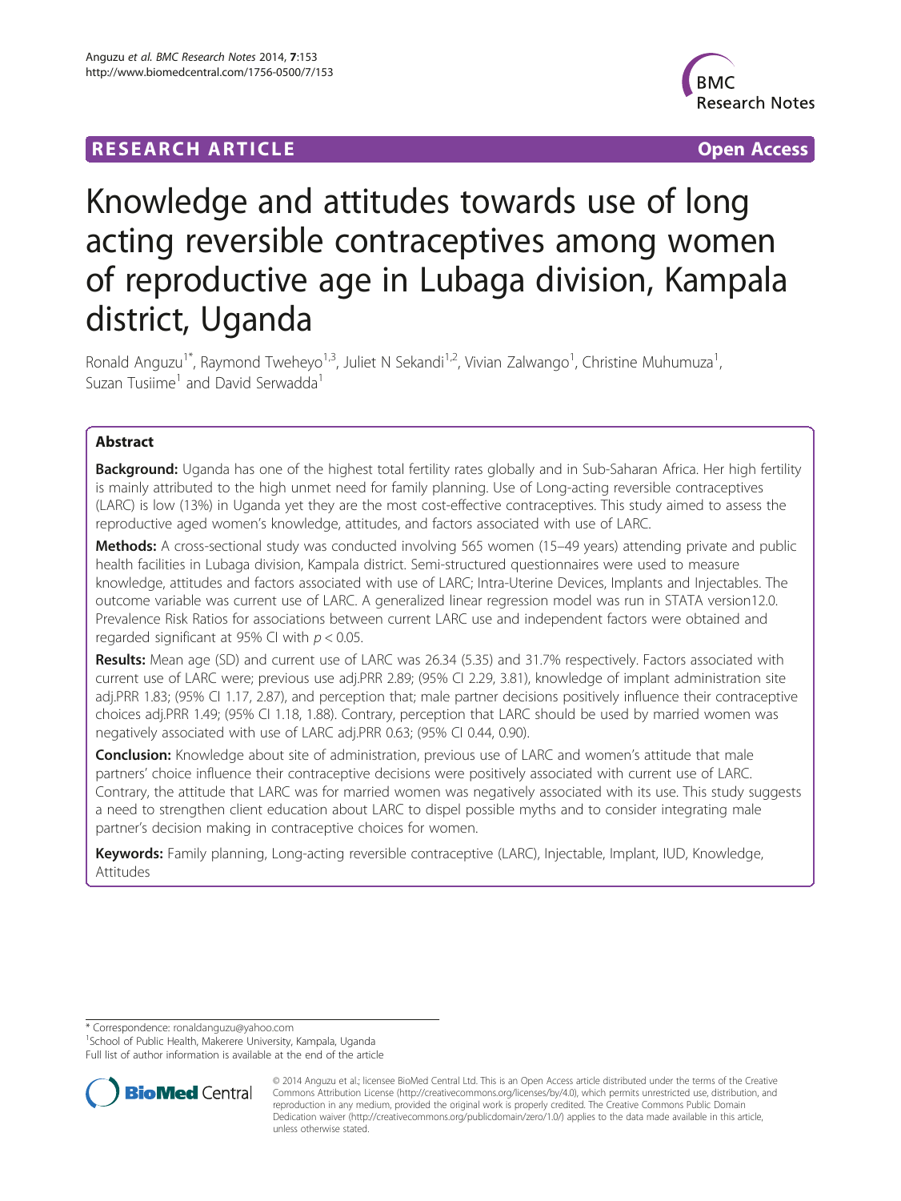RESEARCH ARTICLE **Open Access**

# Knowledge and attitudes towards use of long acting reversible contraceptives among women of reproductive age in Lubaga division, Kampala district, Uganda

Ronald Anguzu[1*], Raymond Tweheyo[1,3], Juliet N Sekandi[1,2], Vivian Zalwango[1], Christine Muhumuza[1], Suzan Tusiime[1] and David Serwadda[1]

## Abstract

**Background:** Uganda has one of the highest total fertility rates globally and in Sub-Saharan Africa. Her high fertility is mainly attributed to the high unmet need for family planning. Use of Long-acting reversible contraceptives (LARC) is low (13%) in Uganda yet they are the most cost-effective contraceptives. This study aimed to assess the reproductive aged women's knowledge, attitudes, and factors associated with use of LARC.

**Methods:** A cross-sectional study was conducted involving 565 women (15–49 years) attending private and public health facilities in Lubaga division, Kampala district. Semi-structured questionnaires were used to measure knowledge, attitudes and factors associated with use of LARC; Intra-Uterine Devices, Implants and Injectables. The outcome variable was current use of LARC. A generalized linear regression model was run in STATA version12.0. Prevalence Risk Ratios for associations between current LARC use and independent factors were obtained and regarded significant at 95% CI with $p < 0.05$.

**Results:** Mean age (SD) and current use of LARC was 26.34 (5.35) and 31.7% respectively. Factors associated with current use of LARC were; previous use adj.PRR 2.89; (95% CI 2.29, 3.81), knowledge of implant administration site adj.PRR 1.83; (95% CI 1.17, 2.87), and perception that; male partner decisions positively influence their contraceptive choices adj.PRR 1.49; (95% CI 1.18, 1.88). Contrary, perception that LARC should be used by married women was negatively associated with use of LARC adj.PRR 0.63; (95% CI 0.44, 0.90).

**Conclusion:** Knowledge about site of administration, previous use of LARC and women's attitude that male partners' choice influence their contraceptive decisions were positively associated with current use of LARC. Contrary, the attitude that LARC was for married women was negatively associated with its use. This study suggests a need to strengthen client education about LARC to dispel possible myths and to consider integrating male partner's decision making in contraceptive choices for women.

**Keywords:** Family planning, Long-acting reversible contraceptive (LARC), Injectable, Implant, IUD, Knowledge, Attitudes

---

* Correspondence: ronaldanguzu@yahoo.com
[1]School of Public Health, Makerere University, Kampala, Uganda
Full list of author information is available at the end of the article

© 2014 Anguzu et al.; licensee BioMed Central Ltd. This is an Open Access article distributed under the terms of the Creative Commons Attribution License (http://creativecommons.org/licenses/by/4.0), which permits unrestricted use, distribution, and reproduction in any medium, provided the original work is properly credited. The Creative Commons Public Domain Dedication waiver (http://creativecommons.org/publicdomain/zero/1.0/) applies to the data made available in this article, unless otherwise stated.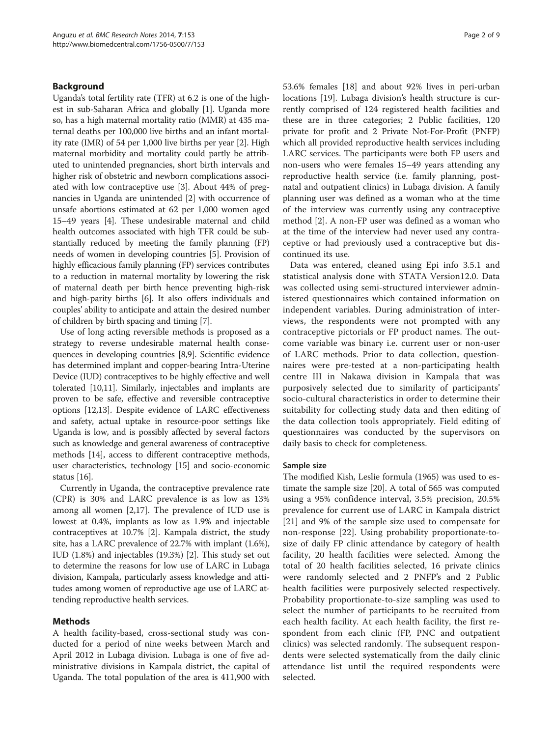## Background

Uganda's total fertility rate (TFR) at 6.2 is one of the highest in sub-Saharan Africa and globally [1]. Uganda more so, has a high maternal mortality ratio (MMR) at 435 maternal deaths per 100,000 live births and an infant mortality rate (IMR) of 54 per 1,000 live births per year [2]. High maternal morbidity and mortality could partly be attributed to unintended pregnancies, short birth intervals and higher risk of obstetric and newborn complications associated with low contraceptive use [3]. About 44% of pregnancies in Uganda are unintended [2] with occurrence of unsafe abortions estimated at 62 per 1,000 women aged 15–49 years [4]. These undesirable maternal and child health outcomes associated with high TFR could be substantially reduced by meeting the family planning (FP) needs of women in developing countries [5]. Provision of highly efficacious family planning (FP) services contributes to a reduction in maternal mortality by lowering the risk of maternal death per birth hence preventing high-risk and high-parity births [6]. It also offers individuals and couples' ability to anticipate and attain the desired number of children by birth spacing and timing [7].

Use of long acting reversible methods is proposed as a strategy to reverse undesirable maternal health consequences in developing countries [8,9]. Scientific evidence has determined implant and copper-bearing Intra-Uterine Device (IUD) contraceptives to be highly effective and well tolerated [10,11]. Similarly, injectables and implants are proven to be safe, effective and reversible contraceptive options [12,13]. Despite evidence of LARC effectiveness and safety, actual uptake in resource-poor settings like Uganda is low, and is possibly affected by several factors such as knowledge and general awareness of contraceptive methods [14], access to different contraceptive methods, user characteristics, technology [15] and socio-economic status [16].

Currently in Uganda, the contraceptive prevalence rate (CPR) is 30% and LARC prevalence is as low as 13% among all women [2,17]. The prevalence of IUD use is lowest at 0.4%, implants as low as 1.9% and injectable contraceptives at 10.7% [2]. Kampala district, the study site, has a LARC prevalence of 22.7% with implant (1.6%), IUD (1.8%) and injectables (19.3%) [2]. This study set out to determine the reasons for low use of LARC in Lubaga division, Kampala, particularly assess knowledge and attitudes among women of reproductive age use of LARC attending reproductive health services.

## Methods

A health facility-based, cross-sectional study was conducted for a period of nine weeks between March and April 2012 in Lubaga division. Lubaga is one of five administrative divisions in Kampala district, the capital of Uganda. The total population of the area is 411,900 with 53.6% females [18] and about 92% lives in peri-urban locations [19]. Lubaga division's health structure is currently comprised of 124 registered health facilities and these are in three categories; 2 Public facilities, 120 private for profit and 2 Private Not-For-Profit (PNFP) which all provided reproductive health services including LARC services. The participants were both FP users and non-users who were females 15–49 years attending any reproductive health service (i.e. family planning, postnatal and outpatient clinics) in Lubaga division. A family planning user was defined as a woman who at the time of the interview was currently using any contraceptive method [2]. A non-FP user was defined as a woman who at the time of the interview had never used any contraceptive or had previously used a contraceptive but discontinued its use.

Data was entered, cleaned using Epi info 3.5.1 and statistical analysis done with STATA Version12.0. Data was collected using semi-structured interviewer administered questionnaires which contained information on independent variables. During administration of interviews, the respondents were not prompted with any contraceptive pictorials or FP product names. The outcome variable was binary i.e. current user or non-user of LARC methods. Prior to data collection, questionnaires were pre-tested at a non-participating health centre III in Nakawa division in Kampala that was purposively selected due to similarity of participants' socio-cultural characteristics in order to determine their suitability for collecting study data and then editing of the data collection tools appropriately. Field editing of questionnaires was conducted by the supervisors on daily basis to check for completeness.

### Sample size

The modified Kish, Leslie formula (1965) was used to estimate the sample size [20]. A total of 565 was computed using a 95% confidence interval, 3.5% precision, 20.5% prevalence for current use of LARC in Kampala district [21] and 9% of the sample size used to compensate for non-response [22]. Using probability proportionate-to-size of daily FP clinic attendance by category of health facility, 20 health facilities were selected. Among the total of 20 health facilities selected, 16 private clinics were randomly selected and 2 PNFP's and 2 Public health facilities were purposively selected respectively. Probability proportionate-to-size sampling was used to select the number of participants to be recruited from each health facility. At each health facility, the first respondent from each clinic (FP, PNC and outpatient clinics) was selected randomly. The subsequent respondents were selected systematically from the daily clinic attendance list until the required respondents were selected.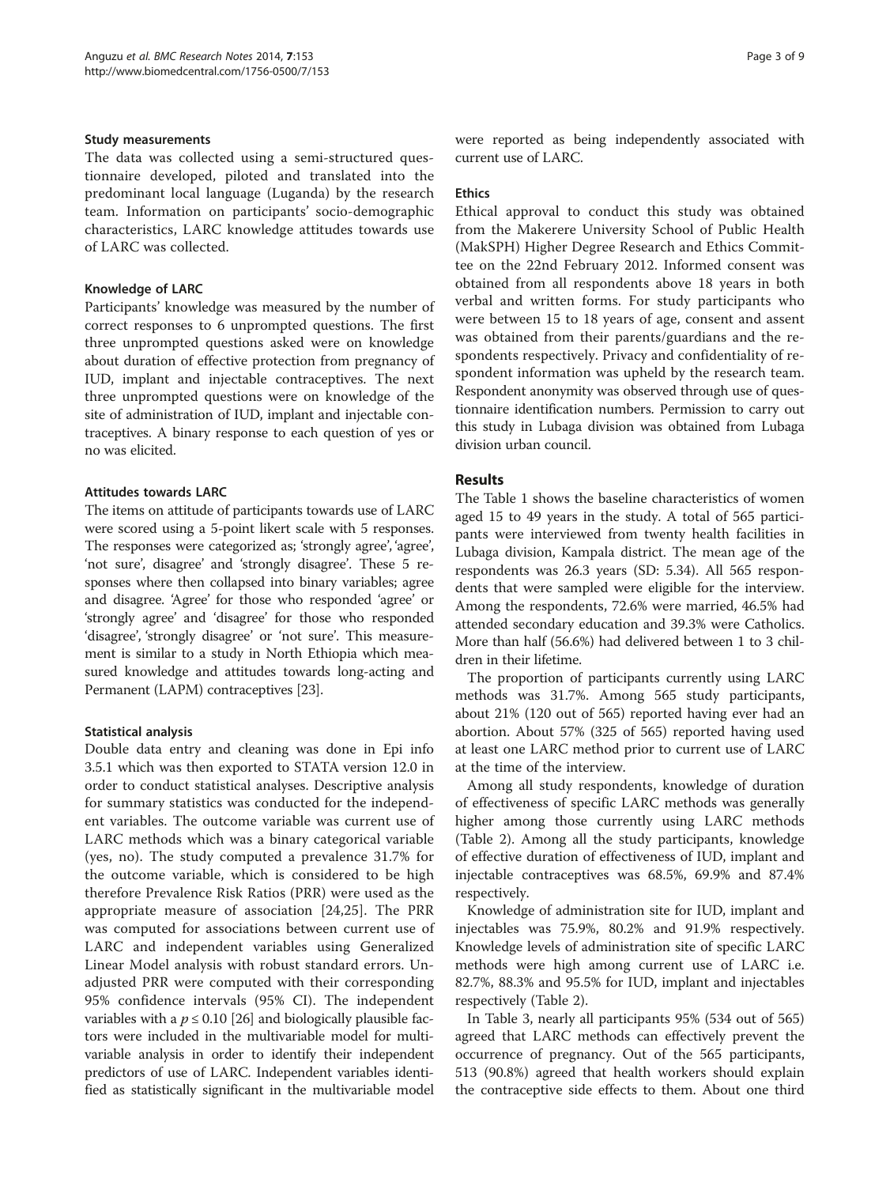### Study measurements

The data was collected using a semi-structured questionnaire developed, piloted and translated into the predominant local language (Luganda) by the research team. Information on participants' socio-demographic characteristics, LARC knowledge attitudes towards use of LARC was collected.

### Knowledge of LARC

Participants' knowledge was measured by the number of correct responses to 6 unprompted questions. The first three unprompted questions asked were on knowledge about duration of effective protection from pregnancy of IUD, implant and injectable contraceptives. The next three unprompted questions were on knowledge of the site of administration of IUD, implant and injectable contraceptives. A binary response to each question of yes or no was elicited.

### Attitudes towards LARC

The items on attitude of participants towards use of LARC were scored using a 5-point likert scale with 5 responses. The responses were categorized as; 'strongly agree', 'agree', 'not sure', disagree' and 'strongly disagree'. These 5 responses where then collapsed into binary variables; agree and disagree. 'Agree' for those who responded 'agree' or 'strongly agree' and 'disagree' for those who responded 'disagree', 'strongly disagree' or 'not sure'. This measurement is similar to a study in North Ethiopia which measured knowledge and attitudes towards long-acting and Permanent (LAPM) contraceptives [23].

### Statistical analysis

Double data entry and cleaning was done in Epi info 3.5.1 which was then exported to STATA version 12.0 in order to conduct statistical analyses. Descriptive analysis for summary statistics was conducted for the independent variables. The outcome variable was current use of LARC methods which was a binary categorical variable (yes, no). The study computed a prevalence 31.7% for the outcome variable, which is considered to be high therefore Prevalence Risk Ratios (PRR) were used as the appropriate measure of association [24,25]. The PRR was computed for associations between current use of LARC and independent variables using Generalized Linear Model analysis with robust standard errors. Unadjusted PRR were computed with their corresponding 95% confidence intervals (95% CI). The independent variables with a $p \leq 0.10$ [26] and biologically plausible factors were included in the multivariable model for multivariable analysis in order to identify their independent predictors of use of LARC. Independent variables identified as statistically significant in the multivariable model were reported as being independently associated with current use of LARC.

### Ethics

Ethical approval to conduct this study was obtained from the Makerere University School of Public Health (MakSPH) Higher Degree Research and Ethics Committee on the 22nd February 2012. Informed consent was obtained from all respondents above 18 years in both verbal and written forms. For study participants who were between 15 to 18 years of age, consent and assent was obtained from their parents/guardians and the respondents respectively. Privacy and confidentiality of respondent information was upheld by the research team. Respondent anonymity was observed through use of questionnaire identification numbers. Permission to carry out this study in Lubaga division was obtained from Lubaga division urban council.

## Results

The Table 1 shows the baseline characteristics of women aged 15 to 49 years in the study. A total of 565 participants were interviewed from twenty health facilities in Lubaga division, Kampala district. The mean age of the respondents was 26.3 years (SD: 5.34). All 565 respondents that were sampled were eligible for the interview. Among the respondents, 72.6% were married, 46.5% had attended secondary education and 39.3% were Catholics. More than half (56.6%) had delivered between 1 to 3 children in their lifetime.

The proportion of participants currently using LARC methods was 31.7%. Among 565 study participants, about 21% (120 out of 565) reported having ever had an abortion. About 57% (325 of 565) reported having used at least one LARC method prior to current use of LARC at the time of the interview.

Among all study respondents, knowledge of duration of effectiveness of specific LARC methods was generally higher among those currently using LARC methods (Table 2). Among all the study participants, knowledge of effective duration of effectiveness of IUD, implant and injectable contraceptives was 68.5%, 69.9% and 87.4% respectively.

Knowledge of administration site for IUD, implant and injectables was 75.9%, 80.2% and 91.9% respectively. Knowledge levels of administration site of specific LARC methods were high among current use of LARC i.e. 82.7%, 88.3% and 95.5% for IUD, implant and injectables respectively (Table 2).

In Table 3, nearly all participants 95% (534 out of 565) agreed that LARC methods can effectively prevent the occurrence of pregnancy. Out of the 565 participants, 513 (90.8%) agreed that health workers should explain the contraceptive side effects to them. About one third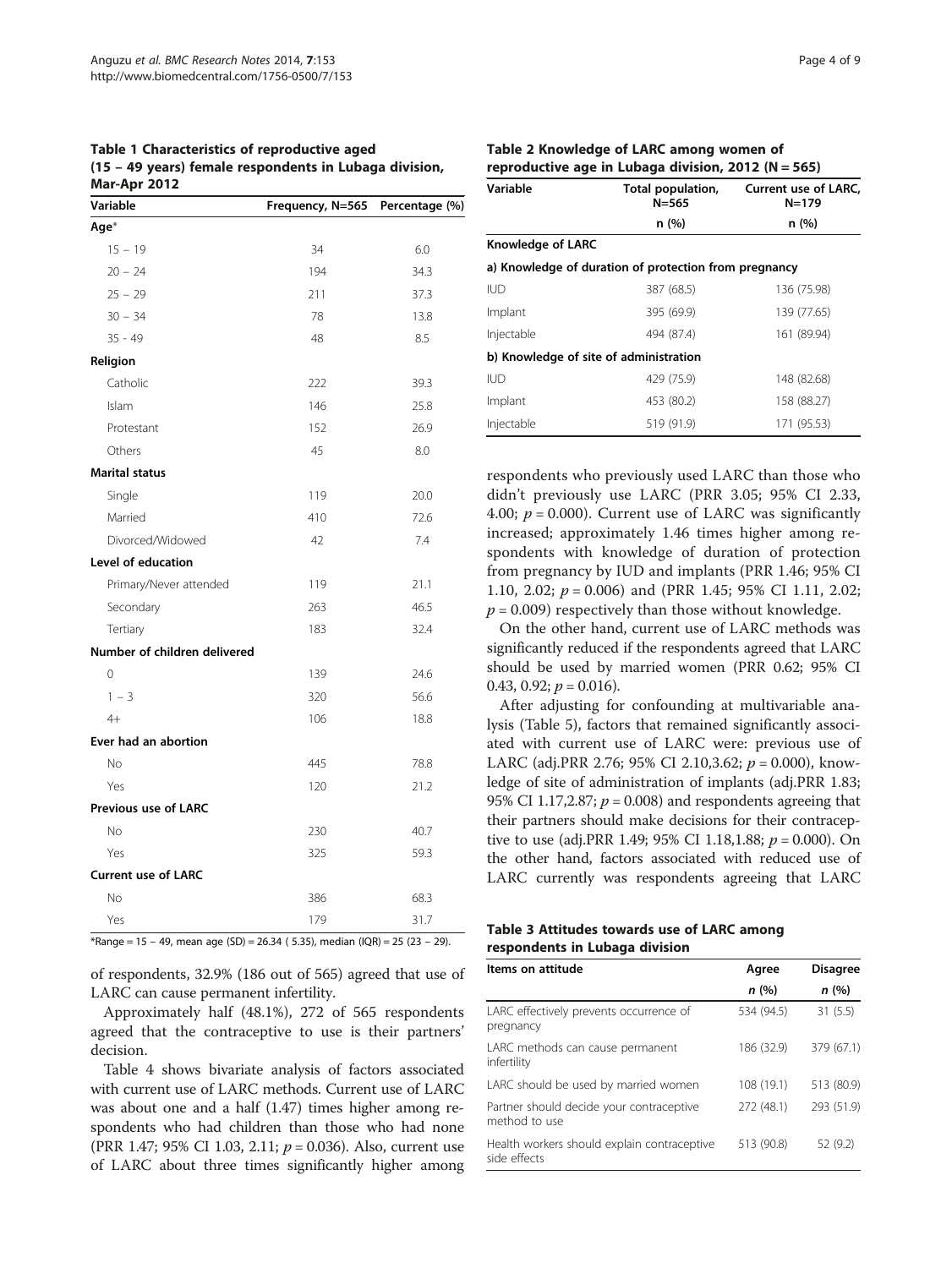**Table 1 Characteristics of reproductive aged (15 – 49 years) female respondents in Lubaga division, Mar-Apr 2012**

| Variable | Frequency, N=565 | Percentage (%) |
|---|---|---|
| **Age*** | | |
| 15 – 19 | 34 | 6.0 |
| 20 – 24 | 194 | 34.3 |
| 25 – 29 | 211 | 37.3 |
| 30 – 34 | 78 | 13.8 |
| 35 - 49 | 48 | 8.5 |
| **Religion** | | |
| Catholic | 222 | 39.3 |
| Islam | 146 | 25.8 |
| Protestant | 152 | 26.9 |
| Others | 45 | 8.0 |
| **Marital status** | | |
| Single | 119 | 20.0 |
| Married | 410 | 72.6 |
| Divorced/Widowed | 42 | 7.4 |
| **Level of education** | | |
| Primary/Never attended | 119 | 21.1 |
| Secondary | 263 | 46.5 |
| Tertiary | 183 | 32.4 |
| **Number of children delivered** | | |
| 0 | 139 | 24.6 |
| 1 – 3 | 320 | 56.6 |
| 4+ | 106 | 18.8 |
| **Ever had an abortion** | | |
| No | 445 | 78.8 |
| Yes | 120 | 21.2 |
| **Previous use of LARC** | | |
| No | 230 | 40.7 |
| Yes | 325 | 59.3 |
| **Current use of LARC** | | |
| No | 386 | 68.3 |
| Yes | 179 | 31.7 |

*Range = 15 – 49, mean age (SD) = 26.34 ( 5.35), median (IQR) = 25 (23 – 29).

of respondents, 32.9% (186 out of 565) agreed that use of LARC can cause permanent infertility.

Approximately half (48.1%), 272 of 565 respondents agreed that the contraceptive to use is their partners' decision.

Table 4 shows bivariate analysis of factors associated with current use of LARC methods. Current use of LARC was about one and a half (1.47) times higher among respondents who had children than those who had none (PRR 1.47; 95% CI 1.03, 2.11; $p = 0.036$). Also, current use of LARC about three times significantly higher among respondents who previously used LARC than those who didn't previously use LARC (PRR 3.05; 95% CI 2.33, 4.00; $p = 0.000$). Current use of LARC was significantly increased; approximately 1.46 times higher among respondents with knowledge of duration of protection from pregnancy by IUD and implants (PRR 1.46; 95% CI 1.10, 2.02; $p = 0.006$) and (PRR 1.45; 95% CI 1.11, 2.02; $p = 0.009$) respectively than those without knowledge.

On the other hand, current use of LARC methods was significantly reduced if the respondents agreed that LARC should be used by married women (PRR 0.62; 95% CI 0.43, 0.92; $p = 0.016$).

After adjusting for confounding at multivariable analysis (Table 5), factors that remained significantly associated with current use of LARC were: previous use of LARC (adj.PRR 2.76; 95% CI 2.10,3.62; $p = 0.000$), knowledge of site of administration of implants (adj.PRR 1.83; 95% CI 1.17,2.87; $p = 0.008$) and respondents agreeing that their partners should make decisions for their contraceptive to use (adj.PRR 1.49; 95% CI 1.18,1.88; $p = 0.000$). On the other hand, factors associated with reduced use of LARC currently was respondents agreeing that LARC

**Table 2 Knowledge of LARC among women of reproductive age in Lubaga division, 2012 (N = 565)**

| Variable | Total population, N=565 | Current use of LARC, N=179 |
|---|---|---|
| | n (%) | n (%) |
| **Knowledge of LARC** | | |
| **a) Knowledge of duration of protection from pregnancy** | | |
| IUD | 387 (68.5) | 136 (75.98) |
| Implant | 395 (69.9) | 139 (77.65) |
| Injectable | 494 (87.4) | 161 (89.94) |
| **b) Knowledge of site of administration** | | |
| IUD | 429 (75.9) | 148 (82.68) |
| Implant | 453 (80.2) | 158 (88.27) |
| Injectable | 519 (91.9) | 171 (95.53) |

**Table 3 Attitudes towards use of LARC among respondents in Lubaga division**

| Items on attitude | Agree | Disagree |
|---|---|---|
| | *n* (%) | *n* (%) |
| LARC effectively prevents occurrence of pregnancy | 534 (94.5) | 31 (5.5) |
| LARC methods can cause permanent infertility | 186 (32.9) | 379 (67.1) |
| LARC should be used by married women | 108 (19.1) | 513 (80.9) |
| Partner should decide your contraceptive method to use | 272 (48.1) | 293 (51.9) |
| Health workers should explain contraceptive side effects | 513 (90.8) | 52 (9.2) |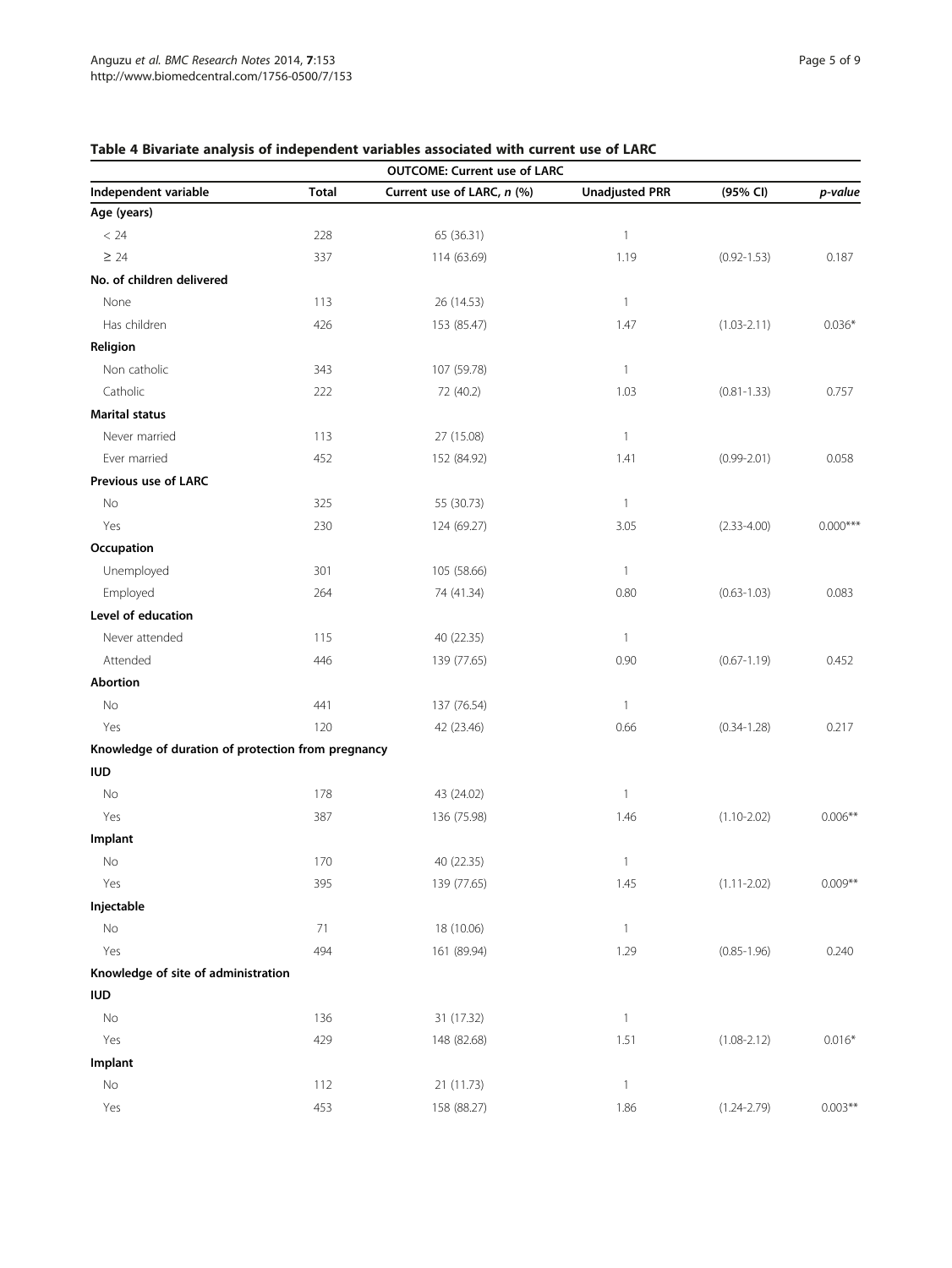**Table 4 Bivariate analysis of independent variables associated with current use of LARC**

| | | OUTCOME: Current use of LARC | | | |
|---|---|---|---|---|---|
| **Independent variable** | **Total** | **Current use of LARC, *n* (%)** | **Unadjusted PRR** | **(95% CI)** | ***p-value*** |
| **Age (years)** | | | | | |
| < 24 | 228 | 65 (36.31) | 1 | | |
| ≥ 24 | 337 | 114 (63.69) | 1.19 | (0.92-1.53) | 0.187 |
| **No. of children delivered** | | | | | |
| None | 113 | 26 (14.53) | 1 | | |
| Has children | 426 | 153 (85.47) | 1.47 | (1.03-2.11) | 0.036* |
| **Religion** | | | | | |
| Non catholic | 343 | 107 (59.78) | 1 | | |
| Catholic | 222 | 72 (40.2) | 1.03 | (0.81-1.33) | 0.757 |
| **Marital status** | | | | | |
| Never married | 113 | 27 (15.08) | 1 | | |
| Ever married | 452 | 152 (84.92) | 1.41 | (0.99-2.01) | 0.058 |
| **Previous use of LARC** | | | | | |
| No | 325 | 55 (30.73) | 1 | | |
| Yes | 230 | 124 (69.27) | 3.05 | (2.33-4.00) | 0.000*** |
| **Occupation** | | | | | |
| Unemployed | 301 | 105 (58.66) | 1 | | |
| Employed | 264 | 74 (41.34) | 0.80 | (0.63-1.03) | 0.083 |
| **Level of education** | | | | | |
| Never attended | 115 | 40 (22.35) | 1 | | |
| Attended | 446 | 139 (77.65) | 0.90 | (0.67-1.19) | 0.452 |
| **Abortion** | | | | | |
| No | 441 | 137 (76.54) | 1 | | |
| Yes | 120 | 42 (23.46) | 0.66 | (0.34-1.28) | 0.217 |
| **Knowledge of duration of protection from pregnancy** | | | | | |
| **IUD** | | | | | |
| No | 178 | 43 (24.02) | 1 | | |
| Yes | 387 | 136 (75.98) | 1.46 | (1.10-2.02) | 0.006** |
| **Implant** | | | | | |
| No | 170 | 40 (22.35) | 1 | | |
| Yes | 395 | 139 (77.65) | 1.45 | (1.11-2.02) | 0.009** |
| **Injectable** | | | | | |
| No | 71 | 18 (10.06) | 1 | | |
| Yes | 494 | 161 (89.94) | 1.29 | (0.85-1.96) | 0.240 |
| **Knowledge of site of administration** | | | | | |
| **IUD** | | | | | |
| No | 136 | 31 (17.32) | 1 | | |
| Yes | 429 | 148 (82.68) | 1.51 | (1.08-2.12) | 0.016* |
| **Implant** | | | | | |
| No | 112 | 21 (11.73) | 1 | | |
| Yes | 453 | 158 (88.27) | 1.86 | (1.24-2.79) | 0.003** |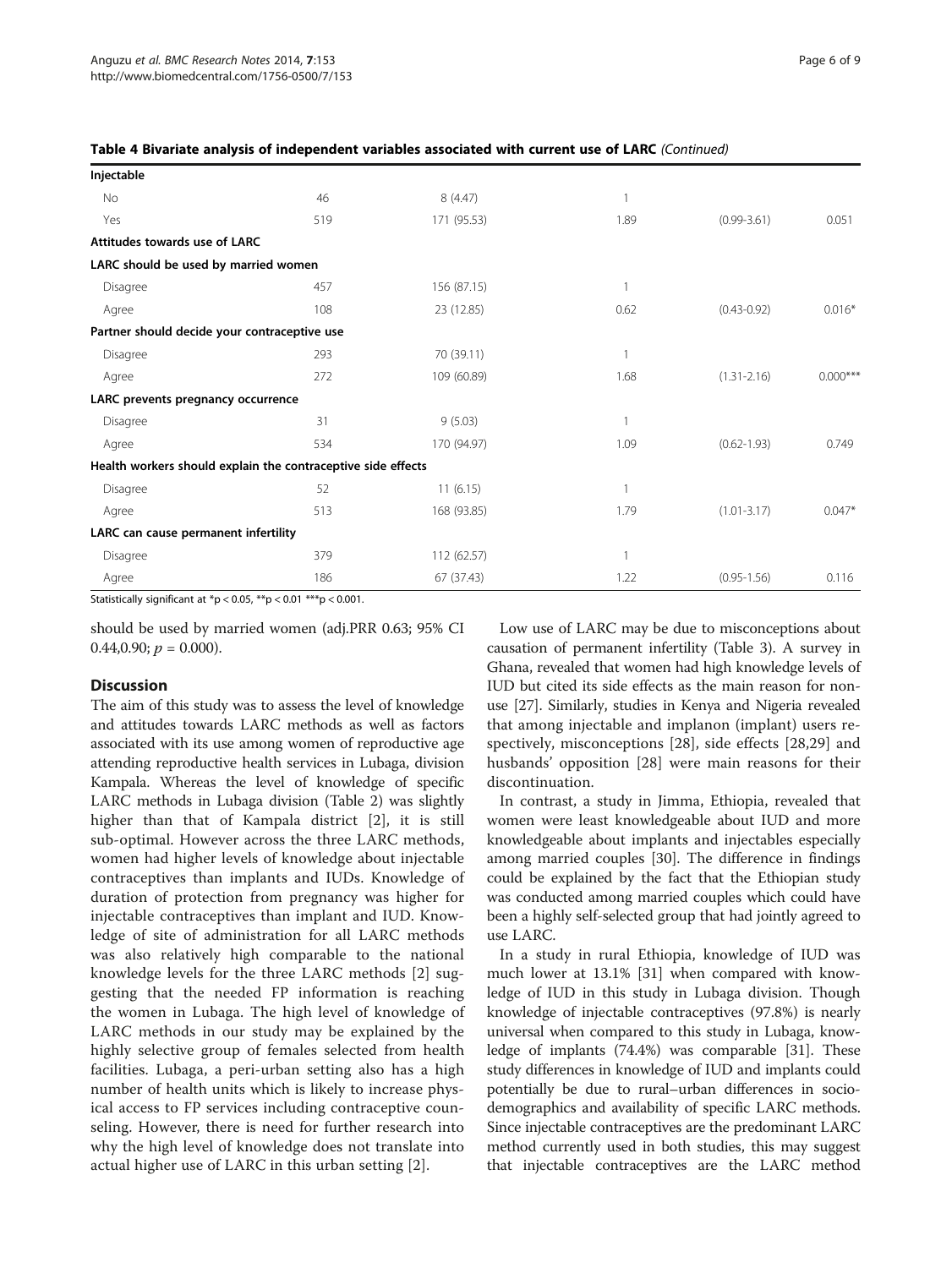**Table 4 Bivariate analysis of independent variables associated with current use of LARC** *(Continued)*

| | | | | | |
|---|---|---|---|---|---|
| **Injectable** | | | | | |
| No | 46 | 8 (4.47) | 1 | | |
| Yes | 519 | 171 (95.53) | 1.89 | (0.99-3.61) | 0.051 |
| **Attitudes towards use of LARC** | | | | | |
| **LARC should be used by married women** | | | | | |
| Disagree | 457 | 156 (87.15) | 1 | | |
| Agree | 108 | 23 (12.85) | 0.62 | (0.43-0.92) | 0.016* |
| **Partner should decide your contraceptive use** | | | | | |
| Disagree | 293 | 70 (39.11) | 1 | | |
| Agree | 272 | 109 (60.89) | 1.68 | (1.31-2.16) | 0.000*** |
| **LARC prevents pregnancy occurrence** | | | | | |
| Disagree | 31 | 9 (5.03) | 1 | | |
| Agree | 534 | 170 (94.97) | 1.09 | (0.62-1.93) | 0.749 |
| **Health workers should explain the contraceptive side effects** | | | | | |
| Disagree | 52 | 11 (6.15) | 1 | | |
| Agree | 513 | 168 (93.85) | 1.79 | (1.01-3.17) | 0.047* |
| **LARC can cause permanent infertility** | | | | | |
| Disagree | 379 | 112 (62.57) | 1 | | |
| Agree | 186 | 67 (37.43) | 1.22 | (0.95-1.56) | 0.116 |

Statistically significant at $*p < 0.05$, $**p < 0.01$ $***p < 0.001$.

should be used by married women (adj.PRR 0.63; 95% CI 0.44,0.90; $p = 0.000$).

## Discussion

The aim of this study was to assess the level of knowledge and attitudes towards LARC methods as well as factors associated with its use among women of reproductive age attending reproductive health services in Lubaga, division Kampala. Whereas the level of knowledge of specific LARC methods in Lubaga division (Table 2) was slightly higher than that of Kampala district [2], it is still sub-optimal. However across the three LARC methods, women had higher levels of knowledge about injectable contraceptives than implants and IUDs. Knowledge of duration of protection from pregnancy was higher for injectable contraceptives than implant and IUD. Knowledge of site of administration for all LARC methods was also relatively high comparable to the national knowledge levels for the three LARC methods [2] suggesting that the needed FP information is reaching the women in Lubaga. The high level of knowledge of LARC methods in our study may be explained by the highly selective group of females selected from health facilities. Lubaga, a peri-urban setting also has a high number of health units which is likely to increase physical access to FP services including contraceptive counseling. However, there is need for further research into why the high level of knowledge does not translate into actual higher use of LARC in this urban setting [2].

Low use of LARC may be due to misconceptions about causation of permanent infertility (Table 3). A survey in Ghana, revealed that women had high knowledge levels of IUD but cited its side effects as the main reason for non-use [27]. Similarly, studies in Kenya and Nigeria revealed that among injectable and implanon (implant) users respectively, misconceptions [28], side effects [28,29] and husbands' opposition [28] were main reasons for their discontinuation.

In contrast, a study in Jimma, Ethiopia, revealed that women were least knowledgeable about IUD and more knowledgeable about implants and injectables especially among married couples [30]. The difference in findings could be explained by the fact that the Ethiopian study was conducted among married couples which could have been a highly self-selected group that had jointly agreed to use LARC.

In a study in rural Ethiopia, knowledge of IUD was much lower at 13.1% [31] when compared with knowledge of IUD in this study in Lubaga division. Though knowledge of injectable contraceptives (97.8%) is nearly universal when compared to this study in Lubaga, knowledge of implants (74.4%) was comparable [31]. These study differences in knowledge of IUD and implants could potentially be due to rural–urban differences in socio-demographics and availability of specific LARC methods. Since injectable contraceptives are the predominant LARC method currently used in both studies, this may suggest that injectable contraceptives are the LARC method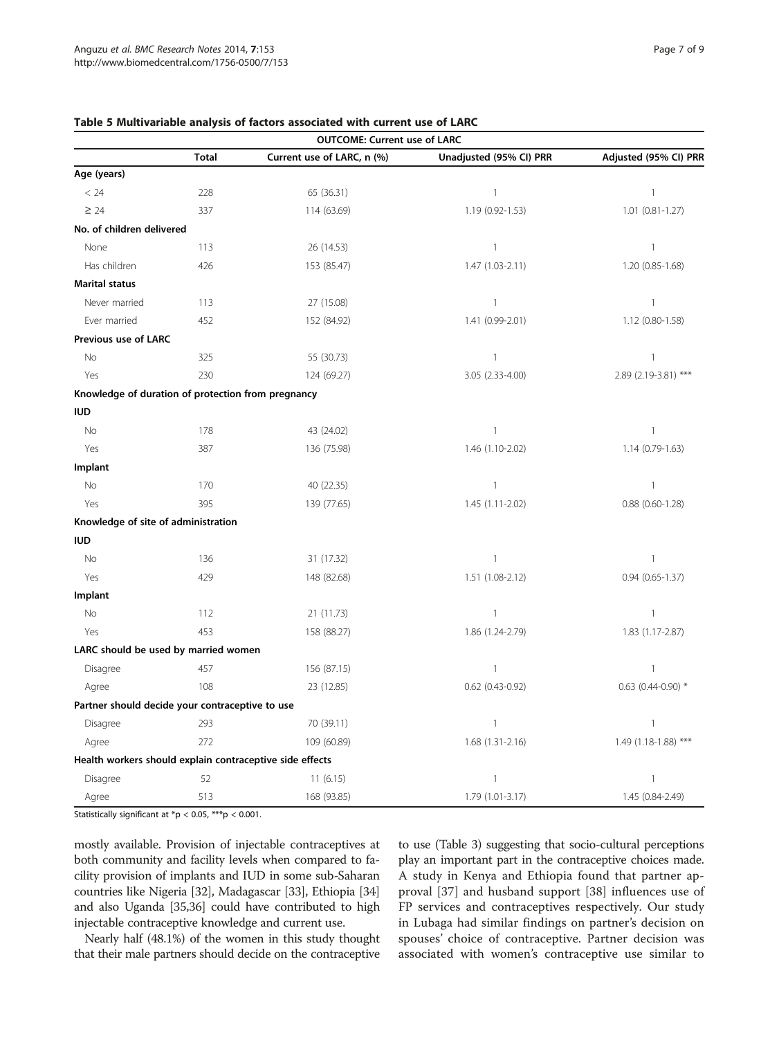**Table 5 Multivariable analysis of factors associated with current use of LARC**

| | OUTCOME: Current use of LARC | | | |
|---|---|---|---|---|
| | Total | Current use of LARC, n (%) | Unadjusted (95% CI) PRR | Adjusted (95% CI) PRR |
| **Age (years)** | | | | |
| < 24 | 228 | 65 (36.31) | 1 | 1 |
| ≥ 24 | 337 | 114 (63.69) | 1.19 (0.92-1.53) | 1.01 (0.81-1.27) |
| **No. of children delivered** | | | | |
| None | 113 | 26 (14.53) | 1 | 1 |
| Has children | 426 | 153 (85.47) | 1.47 (1.03-2.11) | 1.20 (0.85-1.68) |
| **Marital status** | | | | |
| Never married | 113 | 27 (15.08) | 1 | 1 |
| Ever married | 452 | 152 (84.92) | 1.41 (0.99-2.01) | 1.12 (0.80-1.58) |
| **Previous use of LARC** | | | | |
| No | 325 | 55 (30.73) | 1 | 1 |
| Yes | 230 | 124 (69.27) | 3.05 (2.33-4.00) | 2.89 (2.19-3.81) *** |
| **Knowledge of duration of protection from pregnancy** | | | | |
| **IUD** | | | | |
| No | 178 | 43 (24.02) | 1 | 1 |
| Yes | 387 | 136 (75.98) | 1.46 (1.10-2.02) | 1.14 (0.79-1.63) |
| **Implant** | | | | |
| No | 170 | 40 (22.35) | 1 | 1 |
| Yes | 395 | 139 (77.65) | 1.45 (1.11-2.02) | 0.88 (0.60-1.28) |
| **Knowledge of site of administration** | | | | |
| **IUD** | | | | |
| No | 136 | 31 (17.32) | 1 | 1 |
| Yes | 429 | 148 (82.68) | 1.51 (1.08-2.12) | 0.94 (0.65-1.37) |
| **Implant** | | | | |
| No | 112 | 21 (11.73) | 1 | 1 |
| Yes | 453 | 158 (88.27) | 1.86 (1.24-2.79) | 1.83 (1.17-2.87) |
| **LARC should be used by married women** | | | | |
| Disagree | 457 | 156 (87.15) | 1 | 1 |
| Agree | 108 | 23 (12.85) | 0.62 (0.43-0.92) | 0.63 (0.44-0.90) * |
| **Partner should decide your contraceptive to use** | | | | |
| Disagree | 293 | 70 (39.11) | 1 | 1 |
| Agree | 272 | 109 (60.89) | 1.68 (1.31-2.16) | 1.49 (1.18-1.88) *** |
| **Health workers should explain contraceptive side effects** | | | | |
| Disagree | 52 | 11 (6.15) | 1 | 1 |
| Agree | 513 | 168 (93.85) | 1.79 (1.01-3.17) | 1.45 (0.84-2.49) |

Statistically significant at $*p < 0.05$, $***p < 0.001$.

mostly available. Provision of injectable contraceptives at both community and facility levels when compared to facility provision of implants and IUD in some sub-Saharan countries like Nigeria [32], Madagascar [33], Ethiopia [34] and also Uganda [35,36] could have contributed to high injectable contraceptive knowledge and current use.

Nearly half (48.1%) of the women in this study thought that their male partners should decide on the contraceptive to use (Table 3) suggesting that socio-cultural perceptions play an important part in the contraceptive choices made. A study in Kenya and Ethiopia found that partner approval [37] and husband support [38] influences use of FP services and contraceptives respectively. Our study in Lubaga had similar findings on partner's decision on spouses' choice of contraceptive. Partner decision was associated with women's contraceptive use similar to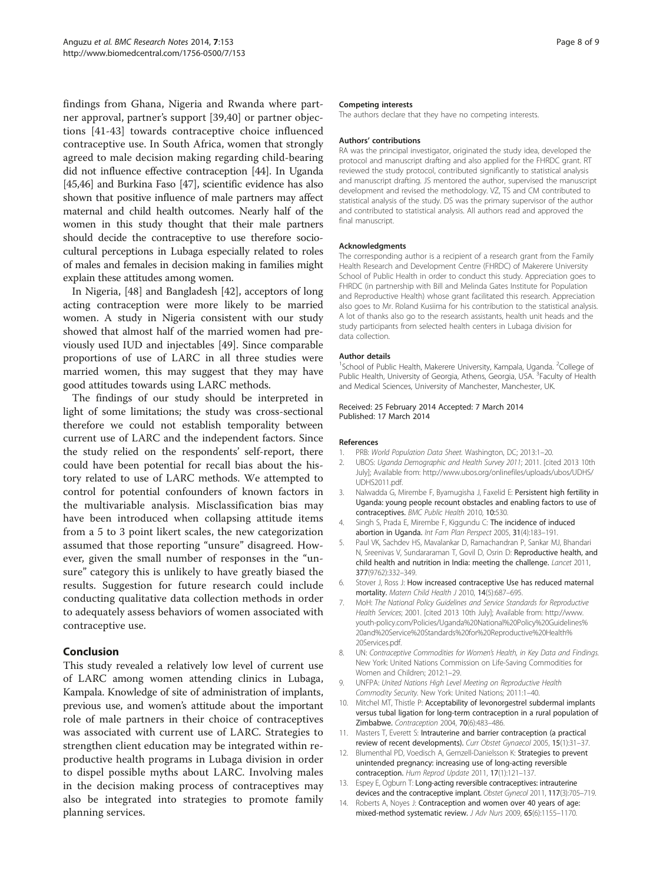findings from Ghana, Nigeria and Rwanda where partner approval, partner's support [39,40] or partner objections [41-43] towards contraceptive choice influenced contraceptive use. In South Africa, women that strongly agreed to male decision making regarding child-bearing did not influence effective contraception [44]. In Uganda [45,46] and Burkina Faso [47], scientific evidence has also shown that positive influence of male partners may affect maternal and child health outcomes. Nearly half of the women in this study thought that their male partners should decide the contraceptive to use therefore socio-cultural perceptions in Lubaga especially related to roles of males and females in decision making in families might explain these attitudes among women.

In Nigeria, [48] and Bangladesh [42], acceptors of long acting contraception were more likely to be married women. A study in Nigeria consistent with our study showed that almost half of the married women had previously used IUD and injectables [49]. Since comparable proportions of use of LARC in all three studies were married women, this may suggest that they may have good attitudes towards using LARC methods.

The findings of our study should be interpreted in light of some limitations; the study was cross-sectional therefore we could not establish temporality between current use of LARC and the independent factors. Since the study relied on the respondents' self-report, there could have been potential for recall bias about the history related to use of LARC methods. We attempted to control for potential confounders of known factors in the multivariable analysis. Misclassification bias may have been introduced when collapsing attitude items from a 5 to 3 point likert scales, the new categorization assumed that those reporting "unsure" disagreed. However, given the small number of responses in the "unsure" category this is unlikely to have greatly biased the results. Suggestion for future research could include conducting qualitative data collection methods in order to adequately assess behaviors of women associated with contraceptive use.

## Conclusion

This study revealed a relatively low level of current use of LARC among women attending clinics in Lubaga, Kampala. Knowledge of site of administration of implants, previous use, and women's attitude about the important role of male partners in their choice of contraceptives was associated with current use of LARC. Strategies to strengthen client education may be integrated within reproductive health programs in Lubaga division in order to dispel possible myths about LARC. Involving males in the decision making process of contraceptives may also be integrated into strategies to promote family planning services.

#### Competing interests

The authors declare that they have no competing interests.

#### Authors' contributions

RA was the principal investigator, originated the study idea, developed the protocol and manuscript drafting and also applied for the FHRDC grant. RT reviewed the study protocol, contributed significantly to statistical analysis and manuscript drafting. JS mentored the author, supervised the manuscript development and revised the methodology. VZ, TS and CM contributed to statistical analysis of the study. DS was the primary supervisor of the author and contributed to statistical analysis. All authors read and approved the final manuscript.

#### Acknowledgments

The corresponding author is a recipient of a research grant from the Family Health Research and Development Centre (FHRDC) of Makerere University School of Public Health in order to conduct this study. Appreciation goes to FHRDC (in partnership with Bill and Melinda Gates Institute for Population and Reproductive Health) whose grant facilitated this research. Appreciation also goes to Mr. Roland Kusiima for his contribution to the statistical analysis. A lot of thanks also go to the research assistants, health unit heads and the study participants from selected health centers in Lubaga division for data collection.

#### Author details

[1]School of Public Health, Makerere University, Kampala, Uganda. [2]College of Public Health, University of Georgia, Athens, Georgia, USA. [3]Faculty of Health and Medical Sciences, University of Manchester, Manchester, UK.

Received: 25 February 2014 Accepted: 7 March 2014
Published: 17 March 2014

#### References

1. PRB: *World Population Data Sheet*. Washington, DC; 2013:1–20.
2. UBOS: *Uganda Demographic and Health Survey 2011*; 2011. [cited 2013 10th July]; Available from: http://www.ubos.org/onlinefiles/uploads/ubos/UDHS/UDHS2011.pdf.
3. Nalwadda G, Mirembe F, Byamugisha J, Faxelid E: **Persistent high fertility in Uganda: young people recount obstacles and enabling factors to use of contraceptives.** *BMC Public Health* 2010, **10:**530.
4. Singh S, Prada E, Mirembe F, Kiggundu C: **The incidence of induced abortion in Uganda.** *Int Fam Plan Perspect* 2005, **31**(4):183–191.
5. Paul VK, Sachdev HS, Mavalankar D, Ramachandran P, Sankar MJ, Bhandari N, Sreenivas V, Sundararaman T, Govil D, Osrin D: **Reproductive health, and child health and nutrition in India: meeting the challenge.** *Lancet* 2011, **377**(9762):332–349.
6. Stover J, Ross J: **How increased contraceptive Use has reduced maternal mortality.** *Matern Child Health J* 2010, **14**(5):687–695.
7. MoH: *The National Policy Guidelines and Service Standards for Reproductive Health Services*; 2001. [cited 2013 10th July]; Available from: http://www.youth-policy.com/Policies/Uganda%20National%20Policy%20Guidelines%20and%20Service%20Standards%20for%20Reproductive%20Health%20Services.pdf.
8. UN: *Contraceptive Commodities for Women's Health, in Key Data and Findings*. New York: United Nations Commission on Life-Saving Commodities for Women and Children; 2012:1–29.
9. UNFPA: *United Nations High Level Meeting on Reproductive Health Commodity Security*. New York: United Nations; 2011:1–40.
10. Mitchel MT, Thistle P: **Acceptability of levonorgestrel subdermal implants versus tubal ligation for long-term contraception in a rural population of Zimbabwe.** *Contraception* 2004, **70**(6):483–486.
11. Masters T, Everett S: **Intrauterine and barrier contraception (a practical review of recent developments).** *Curr Obstet Gynaecol* 2005, **15**(1):31–37.
12. Blumenthal PD, Voedisch A, Gemzell-Danielsson K: **Strategies to prevent unintended pregnancy: increasing use of long-acting reversible contraception.** *Hum Reprod Update* 2011, **17**(1):121–137.
13. Espey E, Ogburn T: **Long-acting reversible contraceptives: intrauterine devices and the contraceptive implant.** *Obstet Gynecol* 2011, **117**(3):705–719.
14. Roberts A, Noyes J: **Contraception and women over 40 years of age: mixed-method systematic review.** *J Adv Nurs* 2009, **65**(6):1155–1170.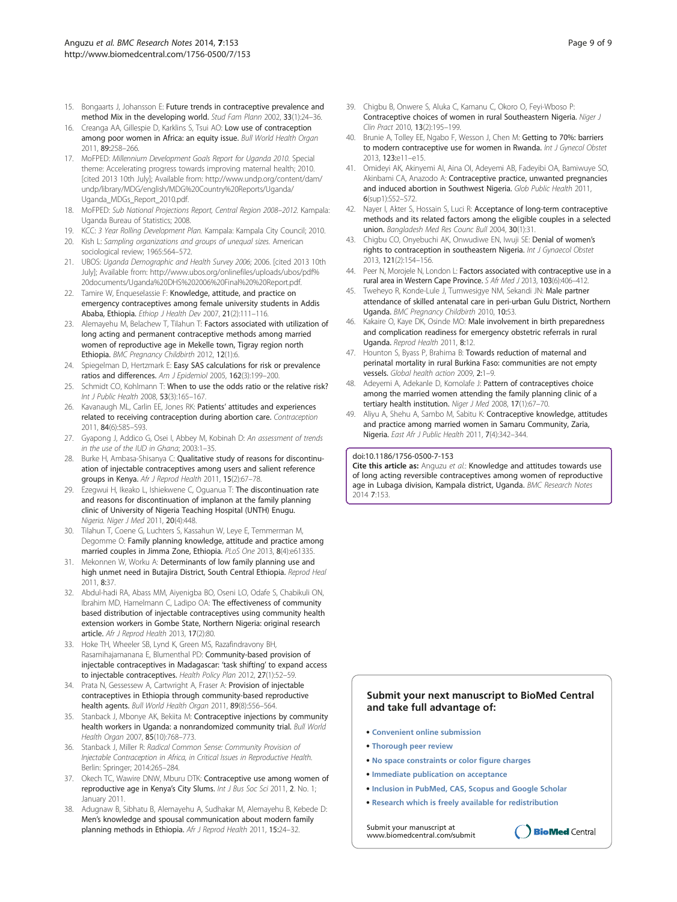15. Bongaarts J, Johansson E: **Future trends in contraceptive prevalence and method Mix in the developing world.** *Stud Fam Plann* 2002, **33**(1):24–36.
16. Creanga AA, Gillespie D, Karklins S, Tsui AO: **Low use of contraception among poor women in Africa: an equity issue.** *Bull World Health Organ* 2011, **89:**258–266.
17. MoFPED: *Millennium Development Goals Report for Uganda 2010.* Special theme: Accelerating progress towards improving maternal health; 2010. [cited 2013 10th July]; Available from: http://www.undp.org/content/dam/undp/library/MDG/english/MDG%20Country%20Reports/Uganda/Uganda_MDGs_Report_2010.pdf.
18. MoFPED: *Sub National Projections Report, Central Region 2008–2012.* Kampala: Uganda Bureau of Statistics; 2008.
19. KCC: *3 Year Rolling Development Plan.* Kampala: Kampala City Council; 2010.
20. Kish L: *Sampling organizations and groups of unequal sizes.* American sociological review; 1965:564–572.
21. UBOS: *Uganda Demographic and Health Survey 2006*; 2006. [cited 2013 10th July]; Available from: http://www.ubos.org/onlinefiles/uploads/ubos/pdf%20documents/Uganda%20DHS%202006%20Final%20%20Report.pdf.
22. Tamire W, Enqueselassie F: **Knowledge, attitude, and practice on emergency contraceptives among female university students in Addis Ababa, Ethiopia.** *Ethiop J Health Dev* 2007, **21**(2):111–116.
23. Alemayehu M, Belachew T, Tilahun T: **Factors associated with utilization of long acting and permanent contraceptive methods among married women of reproductive age in Mekelle town, Tigray region north Ethiopia.** *BMC Pregnancy Childbirth* 2012, **12**(1):6.
24. Spiegelman D, Hertzmark E: **Easy SAS calculations for risk or prevalence ratios and differences.** *Am J Epidemiol* 2005, **162**(3):199–200.
25. Schmidt CO, Kohlmann T: **When to use the odds ratio or the relative risk?** *Int J Public Health* 2008, **53**(3):165–167.
26. Kavanaugh ML, Carlin EE, Jones RK: **Patients' attitudes and experiences related to receiving contraception during abortion care.** *Contraception* 2011, **84**(6):585–593.
27. Gyapong J, Addico G, Osei I, Abbey M, Kobinah D: *An assessment of trends in the use of the IUD in Ghana*; 2003:1–35.
28. Burke H, Ambasa-Shisanya C: **Qualitative study of reasons for discontinuation of injectable contraceptives among users and salient reference groups in Kenya.** *Afr J Reprod Health* 2011, **15**(2):67–78.
29. Ezegwui H, Ikeako L, Ishiekwene C, Oguanua T: **The discontinuation rate and reasons for discontinuation of implanon at the family planning clinic of University of Nigeria Teaching Hospital (UNTH) Enugu.** *Nigeria. Niger J Med* 2011, **20**(4):448.
30. Tilahun T, Coene G, Luchters S, Kassahun W, Leye E, Temmerman M, Degomme O: **Family planning knowledge, attitude and practice among married couples in Jimma Zone, Ethiopia.** *PLoS One* 2013, **8**(4):e61335.
31. Mekonnen W, Worku A: **Determinants of low family planning use and high unmet need in Butajira District, South Central Ethiopia.** *Reprod Heal* 2011, **8:**37.
32. Abdul-hadi RA, Abass MM, Aiyenigba BO, Oseni LO, Odafe S, Chabikuli ON, Ibrahim MD, Hamelmann C, Ladipo OA: **The effectiveness of community based distribution of injectable contraceptives using community health extension workers in Gombe State, Northern Nigeria: original research article.** *Afr J Reprod Health* 2013, **17**(2):80.
33. Hoke TH, Wheeler SB, Lynd K, Green MS, Razafindravony BH, Rasamihajamanana E, Blumenthal PD: **Community-based provision of injectable contraceptives in Madagascar: 'task shifting' to expand access to injectable contraceptives.** *Health Policy Plan* 2012, **27**(1):52–59.
34. Prata N, Gessessew A, Cartwright A, Fraser A: **Provision of injectable contraceptives in Ethiopia through community-based reproductive health agents.** *Bull World Health Organ* 2011, **89**(8):556–564.
35. Stanback J, Mbonye AK, Bekiita M: **Contraceptive injections by community health workers in Uganda: a nonrandomized community trial.** *Bull World Health Organ* 2007, **85**(10):768–773.
36. Stanback J, Miller R: *Radical Common Sense: Community Provision of Injectable Contraception in Africa, in Critical Issues in Reproductive Health.* Berlin: Springer; 2014:265–284.
37. Okech TC, Wawire DNW, Mburu DTK: **Contraceptive use among women of reproductive age in Kenya's City Slums.** *Int J Bus Soc Sci* 2011, **2**. No. 1; January 2011.
38. Adugnaw B, Sibhatu B, Alemayehu A, Sudhakar M, Alemayehu B, Kebede D: **Men's knowledge and spousal communication about modern family planning methods in Ethiopia.** *Afr J Reprod Health* 2011, **15:**24–32.
39. Chigbu B, Onwere S, Aluka C, Kamanu C, Okoro O, Feyi-Wboso P: **Contraceptive choices of women in rural Southeastern Nigeria.** *Niger J Clin Pract* 2010, **13**(2):195–199.
40. Brunie A, Tolley EE, Ngabo F, Wesson J, Chen M: **Getting to 70%: barriers to modern contraceptive use for women in Rwanda.** *Int J Gynecol Obstet* 2013, **123:**e11–e15.
41. Omideyi AK, Akinyemi AI, Aina OI, Adeyemi AB, Fadeyibi OA, Bamiwuye SO, Akinbami CA, Anazodo A: **Contraceptive practice, unwanted pregnancies and induced abortion in Southwest Nigeria.** *Glob Public Health* 2011, **6**(sup1):S52–S72.
42. Nayer I, Akter S, Hossain S, Luci R: **Acceptance of long-term contraceptive methods and its related factors among the eligible couples in a selected union.** *Bangladesh Med Res Counc Bull* 2004, **30**(1):31.
43. Chigbu CO, Onyebuchi AK, Onwudiwe EN, Iwuji SE: **Denial of women's rights to contraception in southeastern Nigeria.** *Int J Gynaecol Obstet* 2013, **121**(2):154–156.
44. Peer N, Morojele N, London L: **Factors associated with contraceptive use in a rural area in Western Cape Province.** *S Afr Med J* 2013, **103**(6):406–412.
45. Tweheyo R, Konde-Lule J, Tumwesigye NM, Sekandi JN: **Male partner attendance of skilled antenatal care in peri-urban Gulu District, Northern Uganda.** *BMC Pregnancy Childbirth* 2010, **10:**53.
46. Kakaire O, Kaye DK, Osinde MO: **Male involvement in birth preparedness and complication readiness for emergency obstetric referrals in rural Uganda.** *Reprod Health* 2011, **8:**12.
47. Hounton S, Byass P, Brahima B: **Towards reduction of maternal and perinatal mortality in rural Burkina Faso: communities are not empty vessels.** *Global health action* 2009, **2:**1–9.
48. Adeyemi A, Adekanle D, Komolafe J: **Pattern of contraceptives choice among the married women attending the family planning clinic of a tertiary health institution.** *Niger J Med* 2008, **17**(1):67–70.
49. Aliyu A, Shehu A, Sambo M, Sabitu K: **Contraceptive knowledge, attitudes and practice among married women in Samaru Community, Zaria, Nigeria.** *East Afr J Public Health* 2011, **7**(4):342–344.

doi:10.1186/1756-0500-7-153

**Cite this article as:** Anguzu *et al.*: Knowledge and attitudes towards use of long acting reversible contraceptives among women of reproductive age in Lubaga division, Kampala district, Uganda. *BMC Research Notes* 2014 **7**:153.

**Submit your next manuscript to BioMed Central and take full advantage of:**

- **Convenient online submission**
- **Thorough peer review**
- **No space constraints or color figure charges**
- **Immediate publication on acceptance**
- **Inclusion in PubMed, CAS, Scopus and Google Scholar**
- **Research which is freely available for redistribution**

Submit your manuscript at
www.biomedcentral.com/submit

BioMed Central